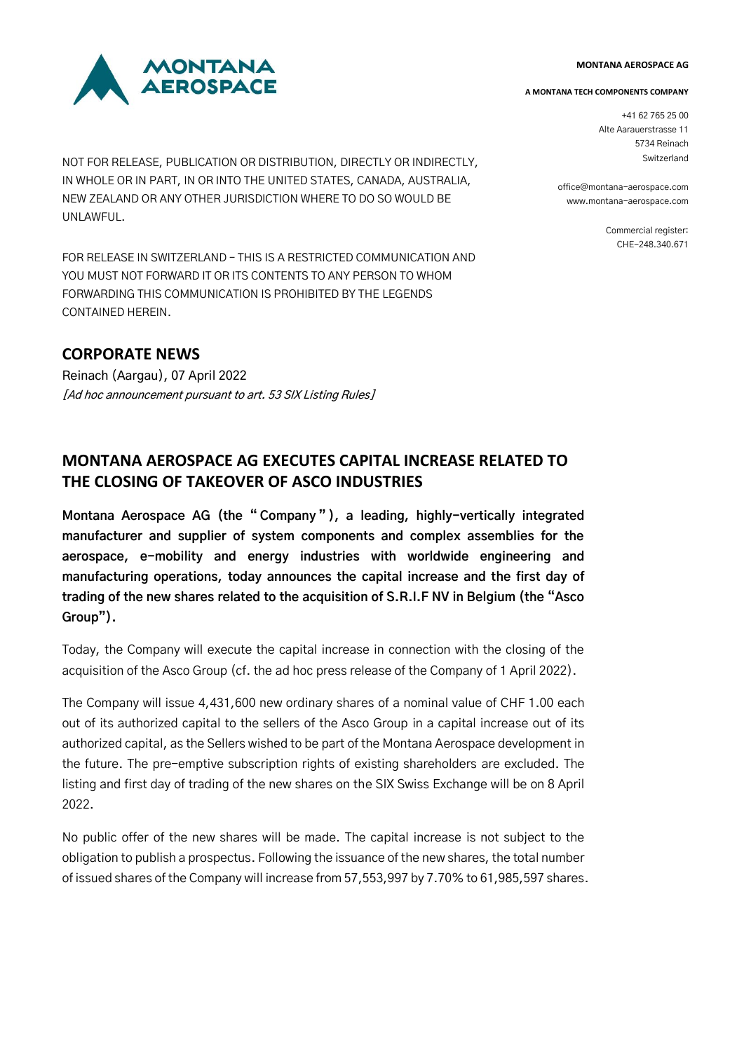**MONTANA AEROSPACE AG**

**A MONTANA TECH COMPONENTS COMPANY**

+41 62 765 25 00
Alte Aarauerstrasse 11
5734 Reinach
Switzerland

office@montana-aerospace.com
www.montana-aerospace.com

Commercial register:
CHE-248.340.671

NOT FOR RELEASE, PUBLICATION OR DISTRIBUTION, DIRECTLY OR INDIRECTLY, IN WHOLE OR IN PART, IN OR INTO THE UNITED STATES, CANADA, AUSTRALIA, NEW ZEALAND OR ANY OTHER JURISDICTION WHERE TO DO SO WOULD BE UNLAWFUL.

FOR RELEASE IN SWITZERLAND – THIS IS A RESTRICTED COMMUNICATION AND YOU MUST NOT FORWARD IT OR ITS CONTENTS TO ANY PERSON TO WHOM FORWARDING THIS COMMUNICATION IS PROHIBITED BY THE LEGENDS CONTAINED HEREIN.

## CORPORATE NEWS

Reinach (Aargau), 07 April 2022
*[Ad hoc announcement pursuant to art. 53 SIX Listing Rules]*

# MONTANA AEROSPACE AG EXECUTES CAPITAL INCREASE RELATED TO THE CLOSING OF TAKEOVER OF ASCO INDUSTRIES

**Montana Aerospace AG (the "Company"), a leading, highly-vertically integrated manufacturer and supplier of system components and complex assemblies for the aerospace, e-mobility and energy industries with worldwide engineering and manufacturing operations, today announces the capital increase and the first day of trading of the new shares related to the acquisition of S.R.I.F NV in Belgium (the "Asco Group").**

Today, the Company will execute the capital increase in connection with the closing of the acquisition of the Asco Group (cf. the ad hoc press release of the Company of 1 April 2022).

The Company will issue 4,431,600 new ordinary shares of a nominal value of CHF 1.00 each out of its authorized capital to the sellers of the Asco Group in a capital increase out of its authorized capital, as the Sellers wished to be part of the Montana Aerospace development in the future. The pre-emptive subscription rights of existing shareholders are excluded. The listing and first day of trading of the new shares on the SIX Swiss Exchange will be on 8 April 2022.

No public offer of the new shares will be made. The capital increase is not subject to the obligation to publish a prospectus. Following the issuance of the new shares, the total number of issued shares of the Company will increase from 57,553,997 by 7.70% to 61,985,597 shares.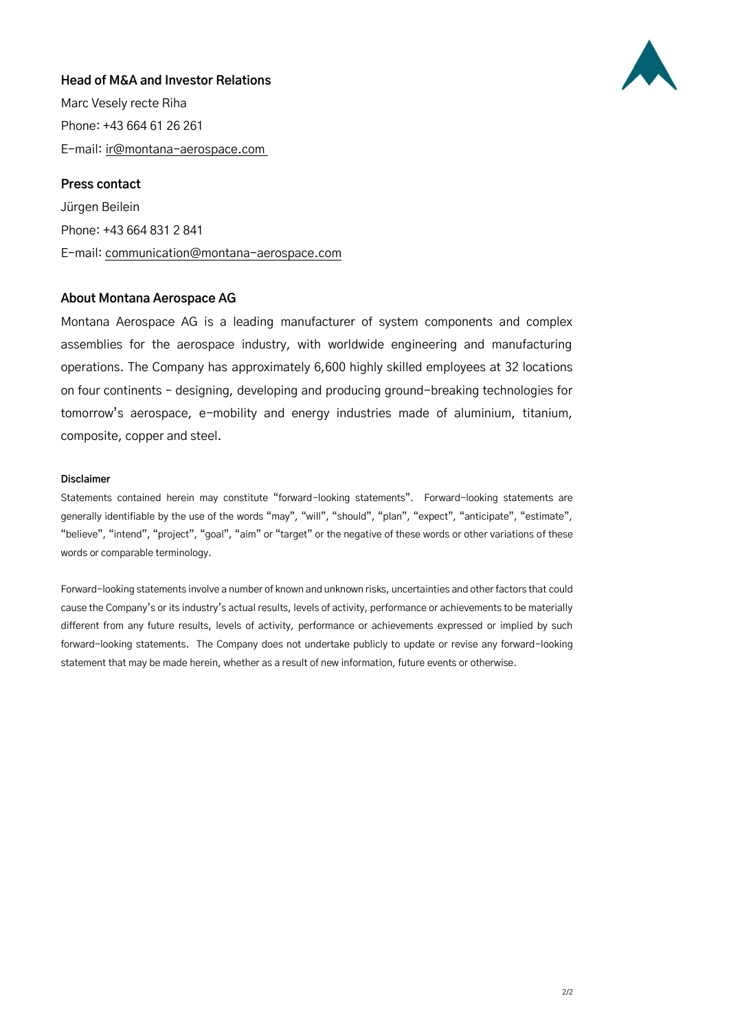**Head of M&A and Investor Relations**

Marc Vesely recte Riha
Phone: +43 664 61 26 261
E-mail: ir@montana-aerospace.com

**Press contact**

Jürgen Beilein
Phone: +43 664 831 2 841
E-mail: communication@montana-aerospace.com

## About Montana Aerospace AG

Montana Aerospace AG is a leading manufacturer of system components and complex assemblies for the aerospace industry, with worldwide engineering and manufacturing operations. The Company has approximately 6,600 highly skilled employees at 32 locations on four continents – designing, developing and producing ground-breaking technologies for tomorrow's aerospace, e-mobility and energy industries made of aluminium, titanium, composite, copper and steel.

**Disclaimer**

Statements contained herein may constitute "forward-looking statements". Forward-looking statements are generally identifiable by the use of the words "may", "will", "should", "plan", "expect", "anticipate", "estimate", "believe", "intend", "project", "goal", "aim" or "target" or the negative of these words or other variations of these words or comparable terminology.

Forward-looking statements involve a number of known and unknown risks, uncertainties and other factors that could cause the Company's or its industry's actual results, levels of activity, performance or achievements to be materially different from any future results, levels of activity, performance or achievements expressed or implied by such forward-looking statements. The Company does not undertake publicly to update or revise any forward-looking statement that may be made herein, whether as a result of new information, future events or otherwise.